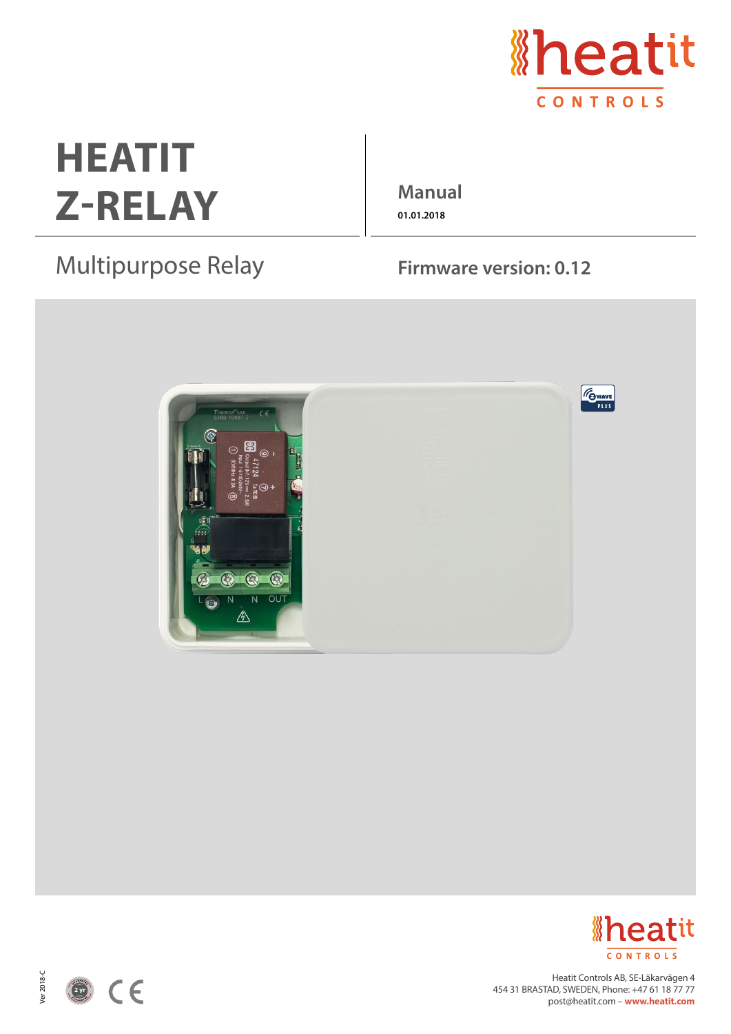# HEATIT Z-RELAY

Multipurpose Relay

**Manual**

**01.01.2018**

**Firmware version: 0.12**

Heatit Controls AB, SE-Läkarvägen 4
454 31 BRASTAD, SWEDEN, Phone: +47 61 18 77 77
post@heatit.com – **www.heatit.com**

Ver 2018-C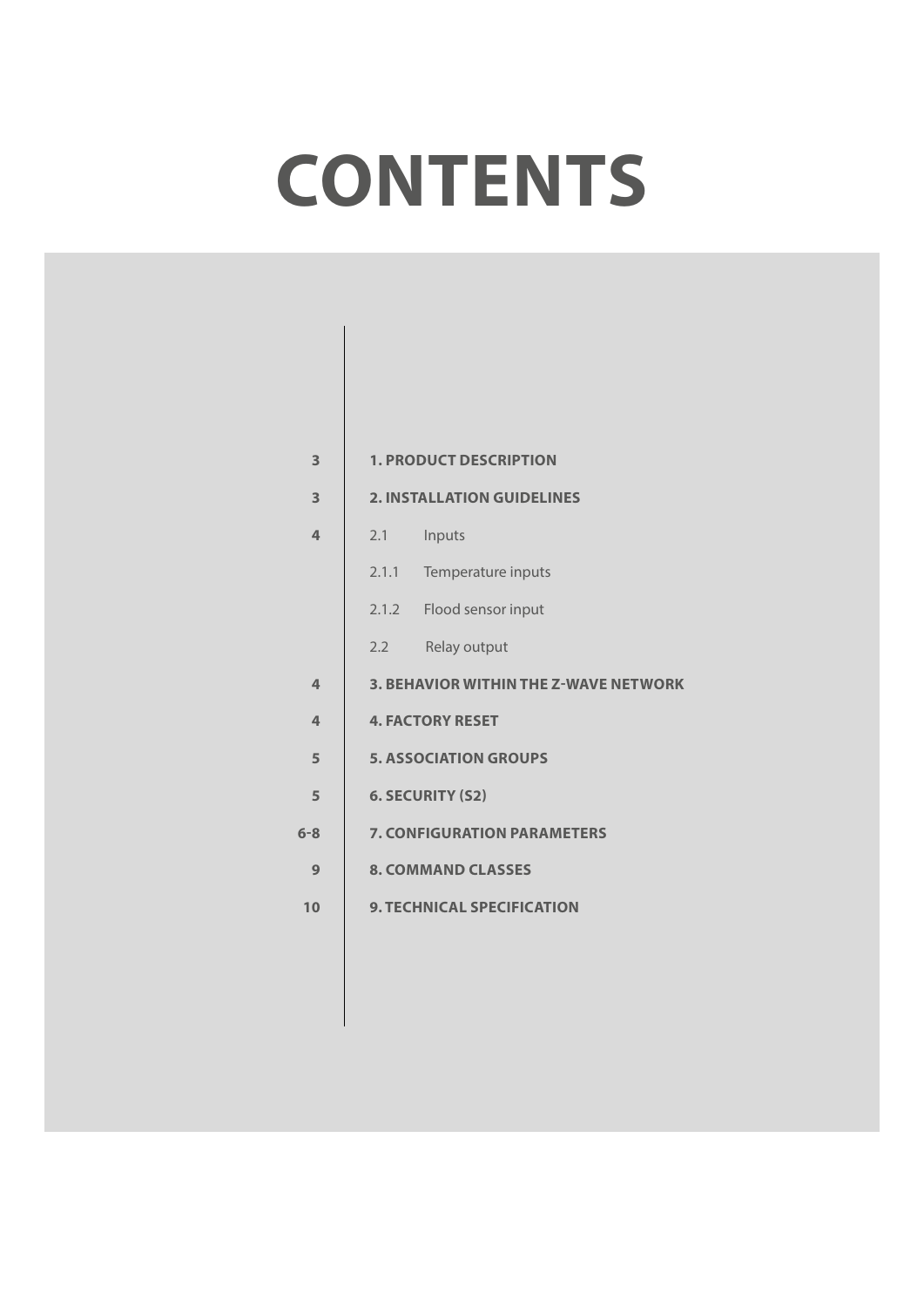# CONTENTS

| Page | Section |
|---|---|
| 3 | **1. PRODUCT DESCRIPTION** |
| 3 | **2. INSTALLATION GUIDELINES** |
| 4 | 2.1 Inputs |
| | 2.1.1 Temperature inputs |
| | 2.1.2 Flood sensor input |
| | 2.2 Relay output |
| 4 | **3. BEHAVIOR WITHIN THE Z-WAVE NETWORK** |
| 4 | **4. FACTORY RESET** |
| 5 | **5. ASSOCIATION GROUPS** |
| 5 | **6. SECURITY (S2)** |
| 6-8 | **7. CONFIGURATION PARAMETERS** |
| 9 | **8. COMMAND CLASSES** |
| 10 | **9. TECHNICAL SPECIFICATION** |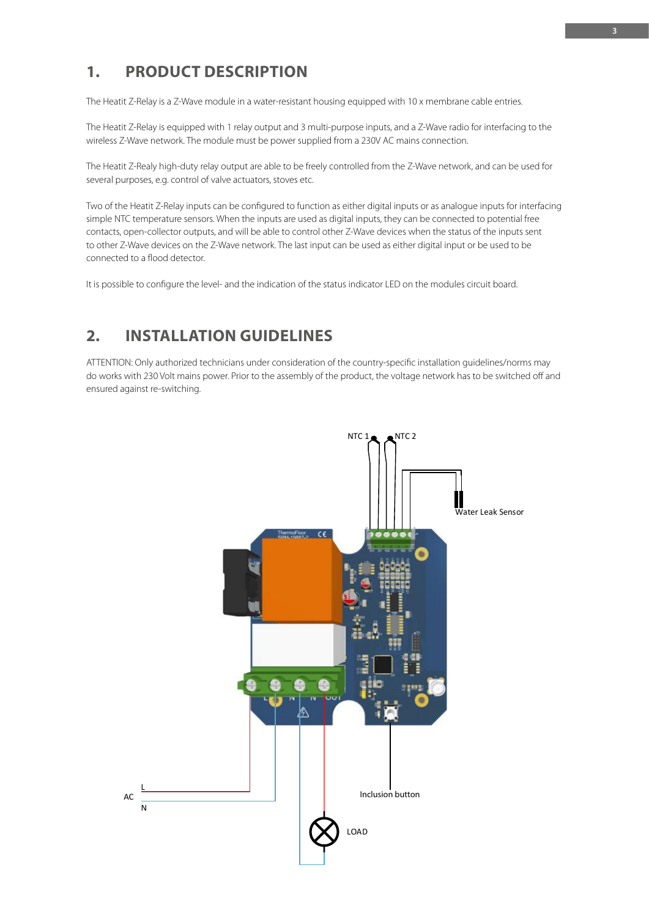# 1. PRODUCT DESCRIPTION

The Heatit Z-Relay is a Z-Wave module in a water-resistant housing equipped with 10 x membrane cable entries.

The Heatit Z-Relay is equipped with 1 relay output and 3 multi-purpose inputs, and a Z-Wave radio for interfacing to the wireless Z-Wave network. The module must be power supplied from a 230V AC mains connection.

The Heatit Z-Realy high-duty relay output are able to be freely controlled from the Z-Wave network, and can be used for several purposes, e.g. control of valve actuators, stoves etc.

Two of the Heatit Z-Relay inputs can be configured to function as either digital inputs or as analogue inputs for interfacing simple NTC temperature sensors. When the inputs are used as digital inputs, they can be connected to potential free contacts, open-collector outputs, and will be able to control other Z-Wave devices when the status of the inputs sent to other Z-Wave devices on the Z-Wave network. The last input can be used as either digital input or be used to be connected to a flood detector.

It is possible to configure the level- and the indication of the status indicator LED on the modules circuit board.

# 2. INSTALLATION GUIDELINES

ATTENTION: Only authorized technicians under consideration of the country-specific installation guidelines/norms may do works with 230 Volt mains power. Prior to the assembly of the product, the voltage network has to be switched off and ensured against re-switching.

NTC 1 NTC 2

Water Leak Sensor

AC L N

Inclusion button

LOAD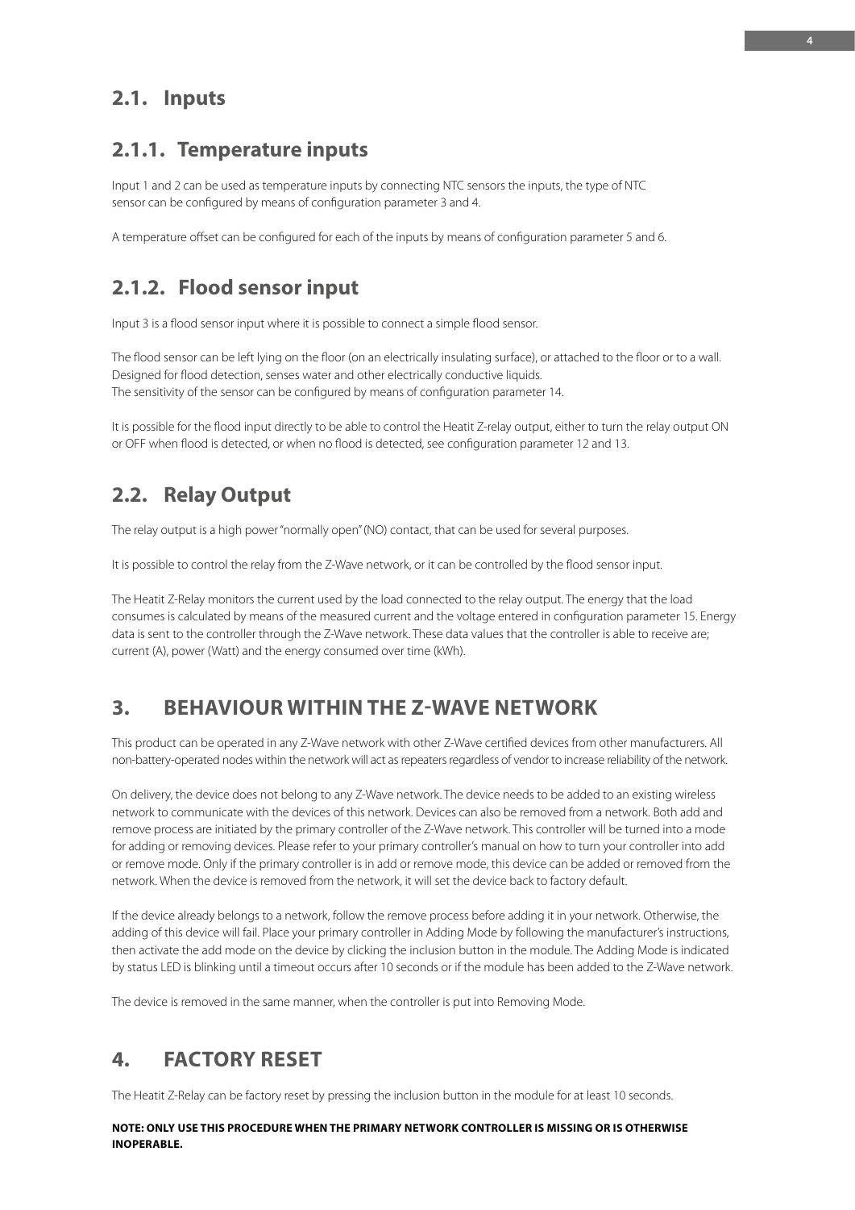## 2.1. Inputs

### 2.1.1. Temperature inputs

Input 1 and 2 can be used as temperature inputs by connecting NTC sensors the inputs, the type of NTC sensor can be configured by means of configuration parameter 3 and 4.

A temperature offset can be configured for each of the inputs by means of configuration parameter 5 and 6.

### 2.1.2. Flood sensor input

Input 3 is a flood sensor input where it is possible to connect a simple flood sensor.

The flood sensor can be left lying on the floor (on an electrically insulating surface), or attached to the floor or to a wall. Designed for flood detection, senses water and other electrically conductive liquids.
The sensitivity of the sensor can be configured by means of configuration parameter 14.

It is possible for the flood input directly to be able to control the Heatit Z-relay output, either to turn the relay output ON or OFF when flood is detected, or when no flood is detected, see configuration parameter 12 and 13.

## 2.2. Relay Output

The relay output is a high power "normally open" (NO) contact, that can be used for several purposes.

It is possible to control the relay from the Z-Wave network, or it can be controlled by the flood sensor input.

The Heatit Z-Relay monitors the current used by the load connected to the relay output. The energy that the load consumes is calculated by means of the measured current and the voltage entered in configuration parameter 15. Energy data is sent to the controller through the Z-Wave network. These data values that the controller is able to receive are; current (A), power (Watt) and the energy consumed over time (kWh).

# 3. BEHAVIOUR WITHIN THE Z-WAVE NETWORK

This product can be operated in any Z-Wave network with other Z-Wave certified devices from other manufacturers. All non-battery-operated nodes within the network will act as repeaters regardless of vendor to increase reliability of the network.

On delivery, the device does not belong to any Z-Wave network. The device needs to be added to an existing wireless network to communicate with the devices of this network. Devices can also be removed from a network. Both add and remove process are initiated by the primary controller of the Z-Wave network. This controller will be turned into a mode for adding or removing devices. Please refer to your primary controller's manual on how to turn your controller into add or remove mode. Only if the primary controller is in add or remove mode, this device can be added or removed from the network. When the device is removed from the network, it will set the device back to factory default.

If the device already belongs to a network, follow the remove process before adding it in your network. Otherwise, the adding of this device will fail. Place your primary controller in Adding Mode by following the manufacturer's instructions, then activate the add mode on the device by clicking the inclusion button in the module. The Adding Mode is indicated by status LED is blinking until a timeout occurs after 10 seconds or if the module has been added to the Z-Wave network.

The device is removed in the same manner, when the controller is put into Removing Mode.

# 4. FACTORY RESET

The Heatit Z-Relay can be factory reset by pressing the inclusion button in the module for at least 10 seconds.

**NOTE: ONLY USE THIS PROCEDURE WHEN THE PRIMARY NETWORK CONTROLLER IS MISSING OR IS OTHERWISE INOPERABLE.**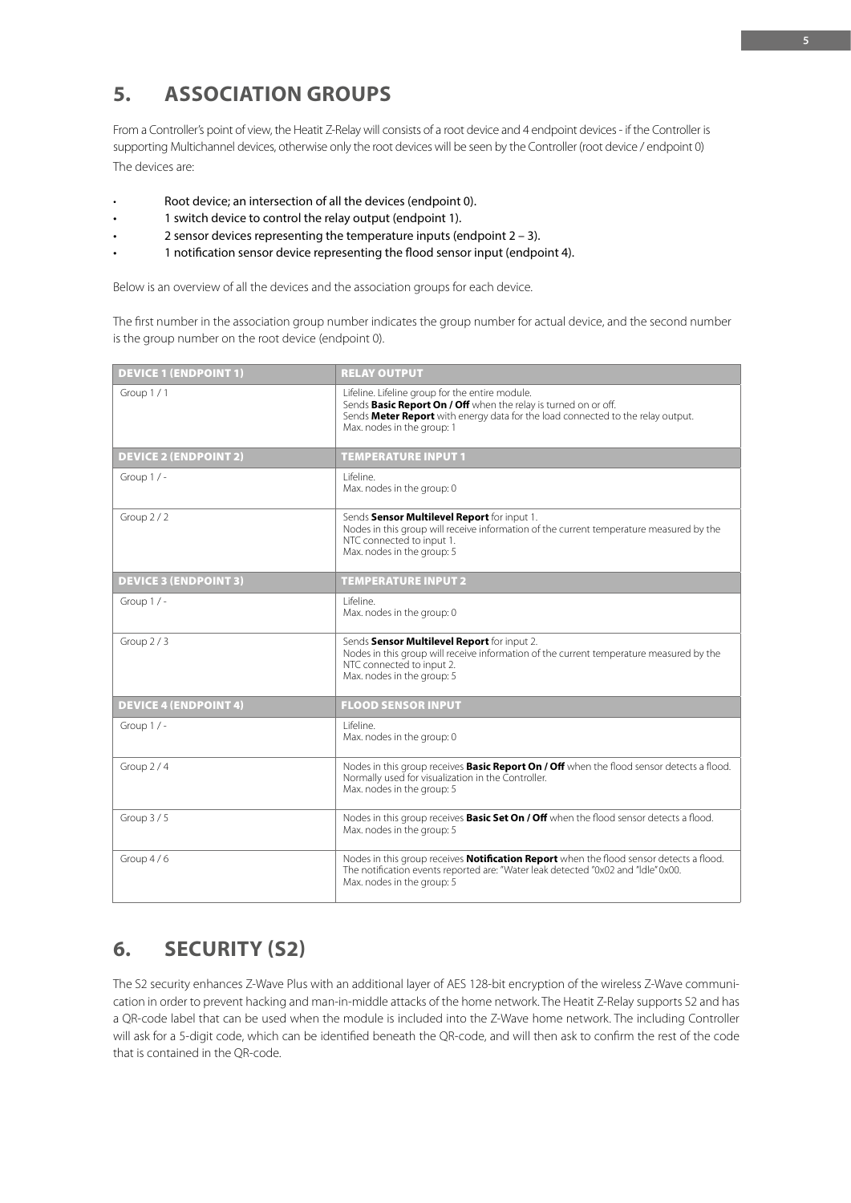# 5. ASSOCIATION GROUPS

From a Controller's point of view, the Heatit Z-Relay will consists of a root device and 4 endpoint devices - if the Controller is supporting Multichannel devices, otherwise only the root devices will be seen by the Controller (root device / endpoint 0)
The devices are:

- Root device; an intersection of all the devices (endpoint 0).
- 1 switch device to control the relay output (endpoint 1).
- 2 sensor devices representing the temperature inputs (endpoint 2 – 3).
- 1 notification sensor device representing the flood sensor input (endpoint 4).

Below is an overview of all the devices and the association groups for each device.

The first number in the association group number indicates the group number for actual device, and the second number is the group number on the root device (endpoint 0).

| DEVICE 1 (ENDPOINT 1) | RELAY OUTPUT |
|---|---|
| Group 1 / 1 | Lifeline. Lifeline group for the entire module.<br>Sends **Basic Report On / Off** when the relay is turned on or off.<br>Sends **Meter Report** with energy data for the load connected to the relay output.<br>Max. nodes in the group: 1 |
| **DEVICE 2 (ENDPOINT 2)** | **TEMPERATURE INPUT 1** |
| Group 1 / - | Lifeline.<br>Max. nodes in the group: 0 |
| Group 2 / 2 | Sends **Sensor Multilevel Report** for input 1.<br>Nodes in this group will receive information of the current temperature measured by the NTC connected to input 1.<br>Max. nodes in the group: 5 |
| **DEVICE 3 (ENDPOINT 3)** | **TEMPERATURE INPUT 2** |
| Group 1 / - | Lifeline.<br>Max. nodes in the group: 0 |
| Group 2 / 3 | Sends **Sensor Multilevel Report** for input 2.<br>Nodes in this group will receive information of the current temperature measured by the NTC connected to input 2.<br>Max. nodes in the group: 5 |
| **DEVICE 4 (ENDPOINT 4)** | **FLOOD SENSOR INPUT** |
| Group 1 / - | Lifeline.<br>Max. nodes in the group: 0 |
| Group 2 / 4 | Nodes in this group receives **Basic Report On / Off** when the flood sensor detects a flood.<br>Normally used for visualization in the Controller.<br>Max. nodes in the group: 5 |
| Group 3 / 5 | Nodes in this group receives **Basic Set On / Off** when the flood sensor detects a flood.<br>Max. nodes in the group: 5 |
| Group 4 / 6 | Nodes in this group receives **Notification Report** when the flood sensor detects a flood.<br>The notification events reported are: "Water leak detected "0x02 and "Idle" 0x00.<br>Max. nodes in the group: 5 |

# 6. SECURITY (S2)

The S2 security enhances Z-Wave Plus with an additional layer of AES 128-bit encryption of the wireless Z-Wave communication in order to prevent hacking and man-in-middle attacks of the home network. The Heatit Z-Relay supports S2 and has a QR-code label that can be used when the module is included into the Z-Wave home network. The including Controller will ask for a 5-digit code, which can be identified beneath the QR-code, and will then ask to confirm the rest of the code that is contained in the QR-code.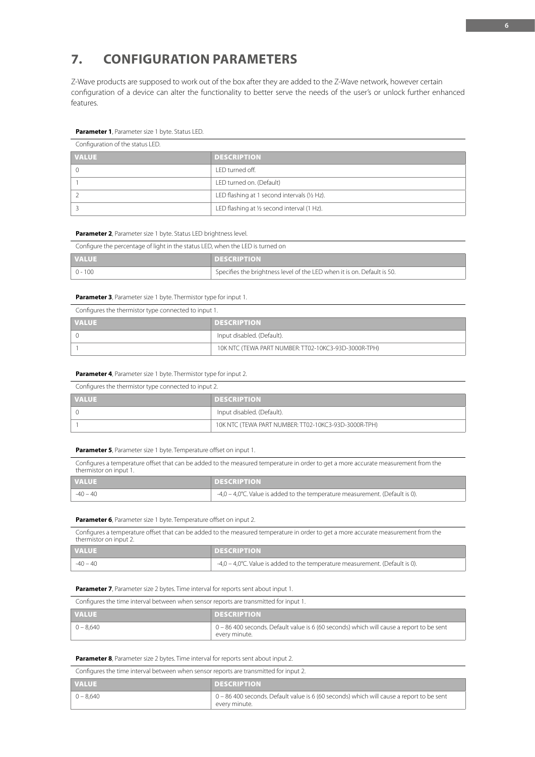# 7. CONFIGURATION PARAMETERS

Z-Wave products are supposed to work out of the box after they are added to the Z-Wave network, however certain configuration of a device can alter the functionality to better serve the needs of the user's or unlock further enhanced features.

**Parameter 1**, Parameter size 1 byte. Status LED.

Configuration of the status LED.

| VALUE | DESCRIPTION |
|---|---|
| 0 | LED turned off. |
| 1 | LED turned on. (Default) |
| 2 | LED flashing at 1 second intervals (½ Hz). |
| 3 | LED flashing at ½ second interval (1 Hz). |

**Parameter 2**, Parameter size 1 byte. Status LED brightness level.

Configure the percentage of light in the status LED, when the LED is turned on

| VALUE | DESCRIPTION |
|---|---|
| 0 - 100 | Specifies the brightness level of the LED when it is on. Default is 50. |

**Parameter 3**, Parameter size 1 byte. Thermistor type for input 1.

Configures the thermistor type connected to input 1.

| VALUE | DESCRIPTION |
|---|---|
| 0 | Input disabled. (Default). |
| 1 | 10K NTC (TEWA PART NUMBER: TT02-10KC3-93D-3000R-TPH) |

**Parameter 4**, Parameter size 1 byte. Thermistor type for input 2.

Configures the thermistor type connected to input 2.

| VALUE | DESCRIPTION |
|---|---|
| 0 | Input disabled. (Default). |
| 1 | 10K NTC (TEWA PART NUMBER: TT02-10KC3-93D-3000R-TPH) |

**Parameter 5**, Parameter size 1 byte. Temperature offset on input 1.

Configures a temperature offset that can be added to the measured temperature in order to get a more accurate measurement from the thermistor on input 1.

| VALUE | DESCRIPTION |
|---|---|
| -40 – 40 | -4,0 – 4,0°C. Value is added to the temperature measurement. (Default is 0). |

**Parameter 6**, Parameter size 1 byte. Temperature offset on input 2.

Configures a temperature offset that can be added to the measured temperature in order to get a more accurate measurement from the thermistor on input 2.

| VALUE | DESCRIPTION |
|---|---|
| -40 – 40 | -4,0 – 4,0°C. Value is added to the temperature measurement. (Default is 0). |

**Parameter 7**, Parameter size 2 bytes. Time interval for reports sent about input 1.

Configures the time interval between when sensor reports are transmitted for input 1.

| VALUE | DESCRIPTION |
|---|---|
| 0 – 8,640 | 0 – 86 400 seconds. Default value is 6 (60 seconds) which will cause a report to be sent every minute. |

**Parameter 8**, Parameter size 2 bytes. Time interval for reports sent about input 2.

Configures the time interval between when sensor reports are transmitted for input 2.

| VALUE | DESCRIPTION |
|---|---|
| 0 – 8,640 | 0 – 86 400 seconds. Default value is 6 (60 seconds) which will cause a report to be sent every minute. |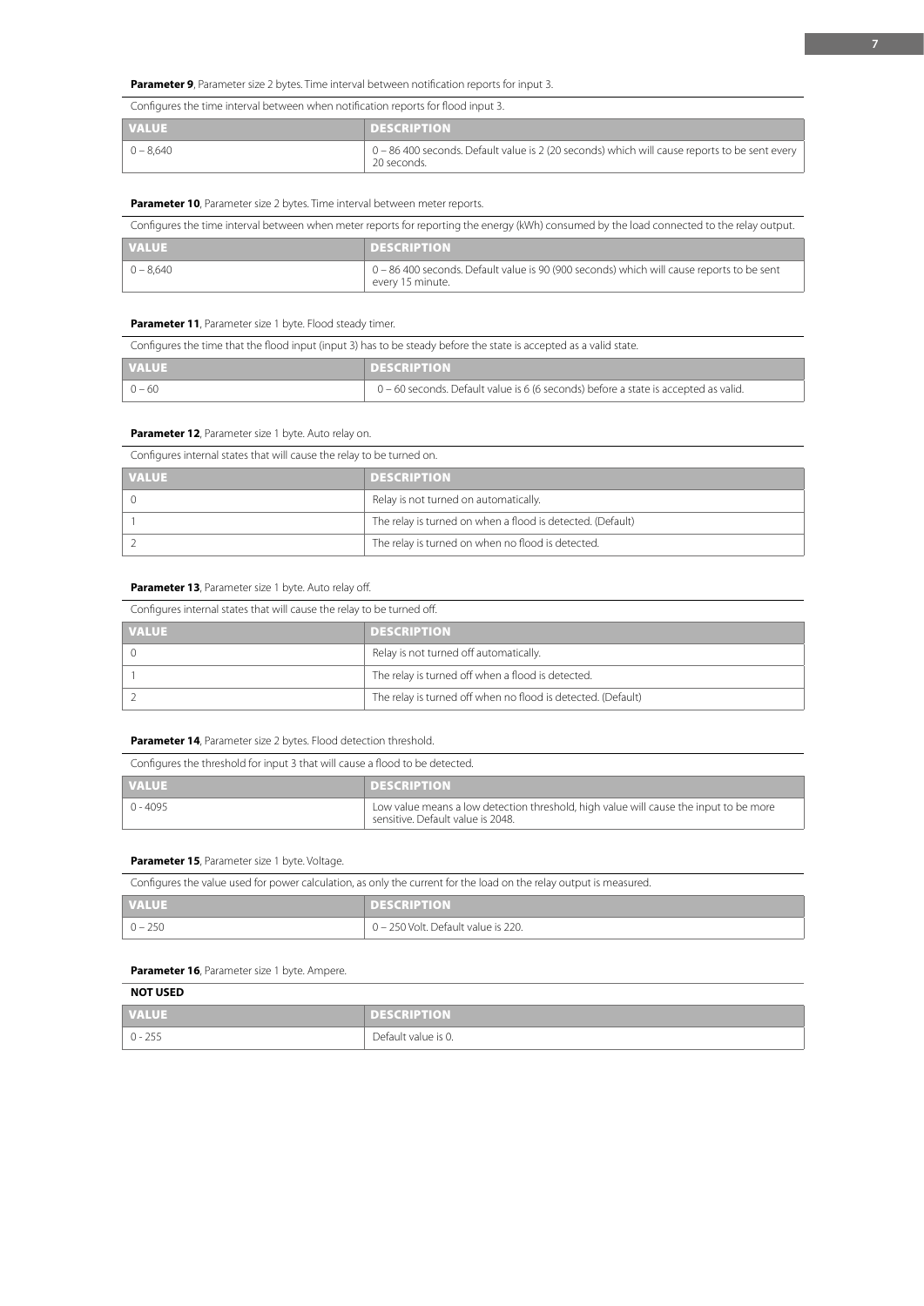**Parameter 9**, Parameter size 2 bytes. Time interval between notification reports for input 3.

Configures the time interval between when notification reports for flood input 3.

| VALUE | DESCRIPTION |
|---|---|
| 0 – 8,640 | 0 – 86 400 seconds. Default value is 2 (20 seconds) which will cause reports to be sent every 20 seconds. |

**Parameter 10**, Parameter size 2 bytes. Time interval between meter reports.

Configures the time interval between when meter reports for reporting the energy (kWh) consumed by the load connected to the relay output.

| VALUE | DESCRIPTION |
|---|---|
| 0 – 8,640 | 0 – 86 400 seconds. Default value is 90 (900 seconds) which will cause reports to be sent every 15 minute. |

**Parameter 11**, Parameter size 1 byte. Flood steady timer.

Configures the time that the flood input (input 3) has to be steady before the state is accepted as a valid state.

| VALUE | DESCRIPTION |
|---|---|
| 0 – 60 | 0 – 60 seconds. Default value is 6 (6 seconds) before a state is accepted as valid. |

**Parameter 12**, Parameter size 1 byte. Auto relay on.

Configures internal states that will cause the relay to be turned on.

| VALUE | DESCRIPTION |
|---|---|
| 0 | Relay is not turned on automatically. |
| 1 | The relay is turned on when a flood is detected. (Default) |
| 2 | The relay is turned on when no flood is detected. |

**Parameter 13**, Parameter size 1 byte. Auto relay off.

Configures internal states that will cause the relay to be turned off.

| VALUE | DESCRIPTION |
|---|---|
| 0 | Relay is not turned off automatically. |
| 1 | The relay is turned off when a flood is detected. |
| 2 | The relay is turned off when no flood is detected. (Default) |

**Parameter 14**, Parameter size 2 bytes. Flood detection threshold.

Configures the threshold for input 3 that will cause a flood to be detected.

| VALUE | DESCRIPTION |
|---|---|
| 0 - 4095 | Low value means a low detection threshold, high value will cause the input to be more sensitive. Default value is 2048. |

**Parameter 15**, Parameter size 1 byte. Voltage.

Configures the value used for power calculation, as only the current for the load on the relay output is measured.

| VALUE | DESCRIPTION |
|---|---|
| 0 – 250 | 0 – 250 Volt. Default value is 220. |

**Parameter 16**, Parameter size 1 byte. Ampere.

**NOT USED**

| VALUE | DESCRIPTION |
|---|---|
| 0 - 255 | Default value is 0. |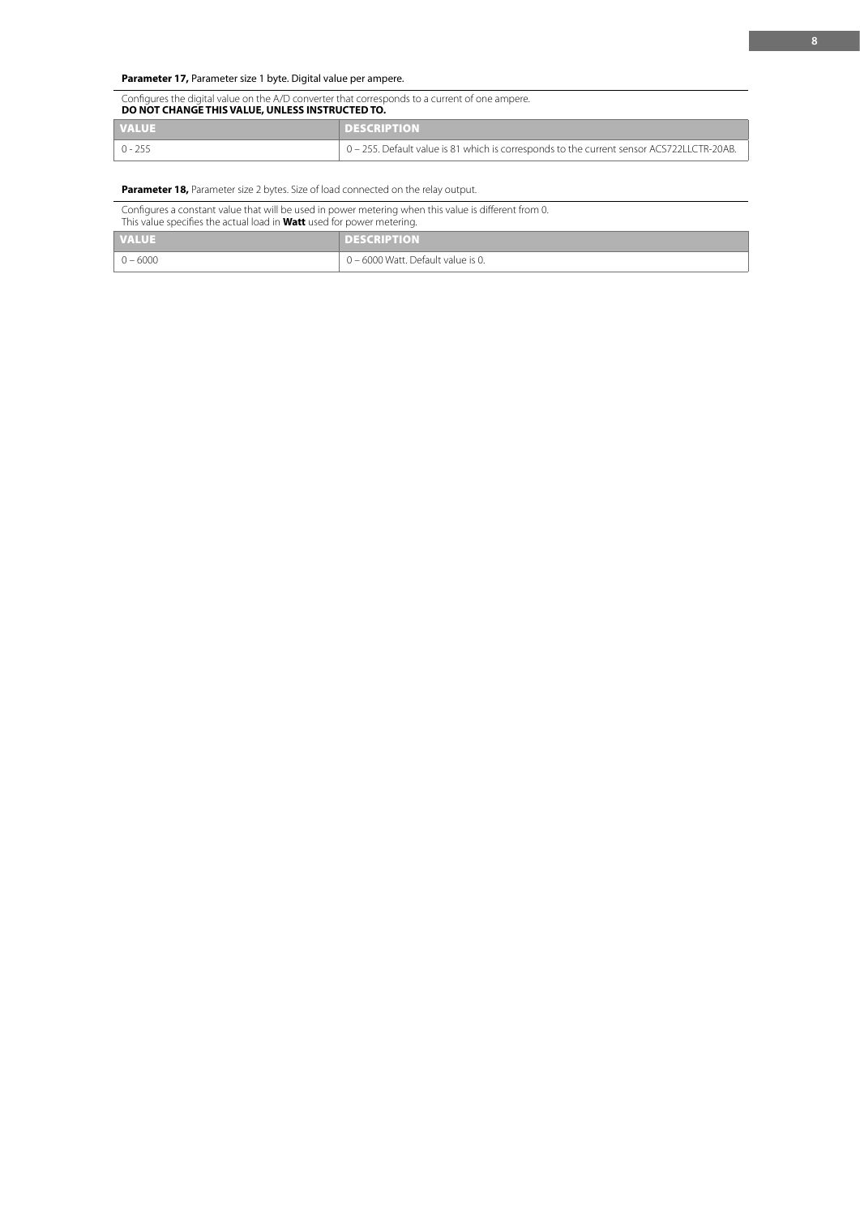**Parameter 17,** Parameter size 1 byte. Digital value per ampere.

Configures the digital value on the A/D converter that corresponds to a current of one ampere.
**DO NOT CHANGE THIS VALUE, UNLESS INSTRUCTED TO.**

| VALUE | DESCRIPTION |
|---|---|
| 0 - 255 | 0 – 255. Default value is 81 which is corresponds to the current sensor ACS722LLCTR-20AB. |

**Parameter 18,** Parameter size 2 bytes. Size of load connected on the relay output.

Configures a constant value that will be used in power metering when this value is different from 0.
This value specifies the actual load in **Watt** used for power metering.

| VALUE | DESCRIPTION |
|---|---|
| 0 – 6000 | 0 – 6000 Watt. Default value is 0. |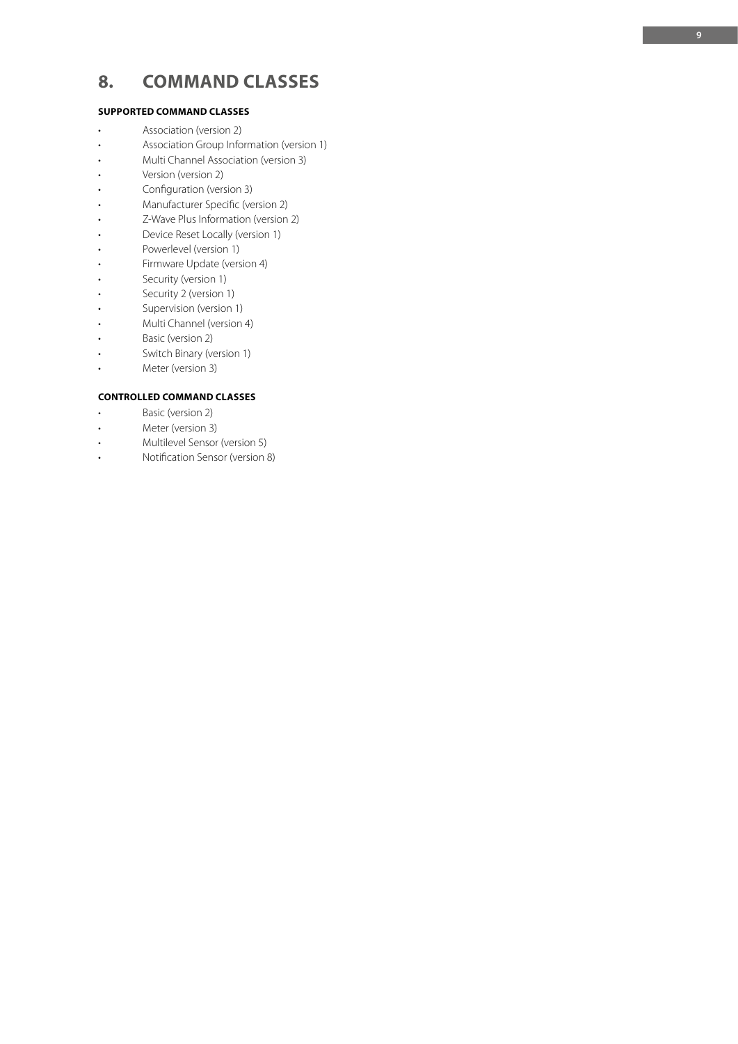# 8. COMMAND CLASSES

**SUPPORTED COMMAND CLASSES**

- Association (version 2)
- Association Group Information (version 1)
- Multi Channel Association (version 3)
- Version (version 2)
- Configuration (version 3)
- Manufacturer Specific (version 2)
- Z-Wave Plus Information (version 2)
- Device Reset Locally (version 1)
- Powerlevel (version 1)
- Firmware Update (version 4)
- Security (version 1)
- Security 2 (version 1)
- Supervision (version 1)
- Multi Channel (version 4)
- Basic (version 2)
- Switch Binary (version 1)
- Meter (version 3)

**CONTROLLED COMMAND CLASSES**

- Basic (version 2)
- Meter (version 3)
- Multilevel Sensor (version 5)
- Notification Sensor (version 8)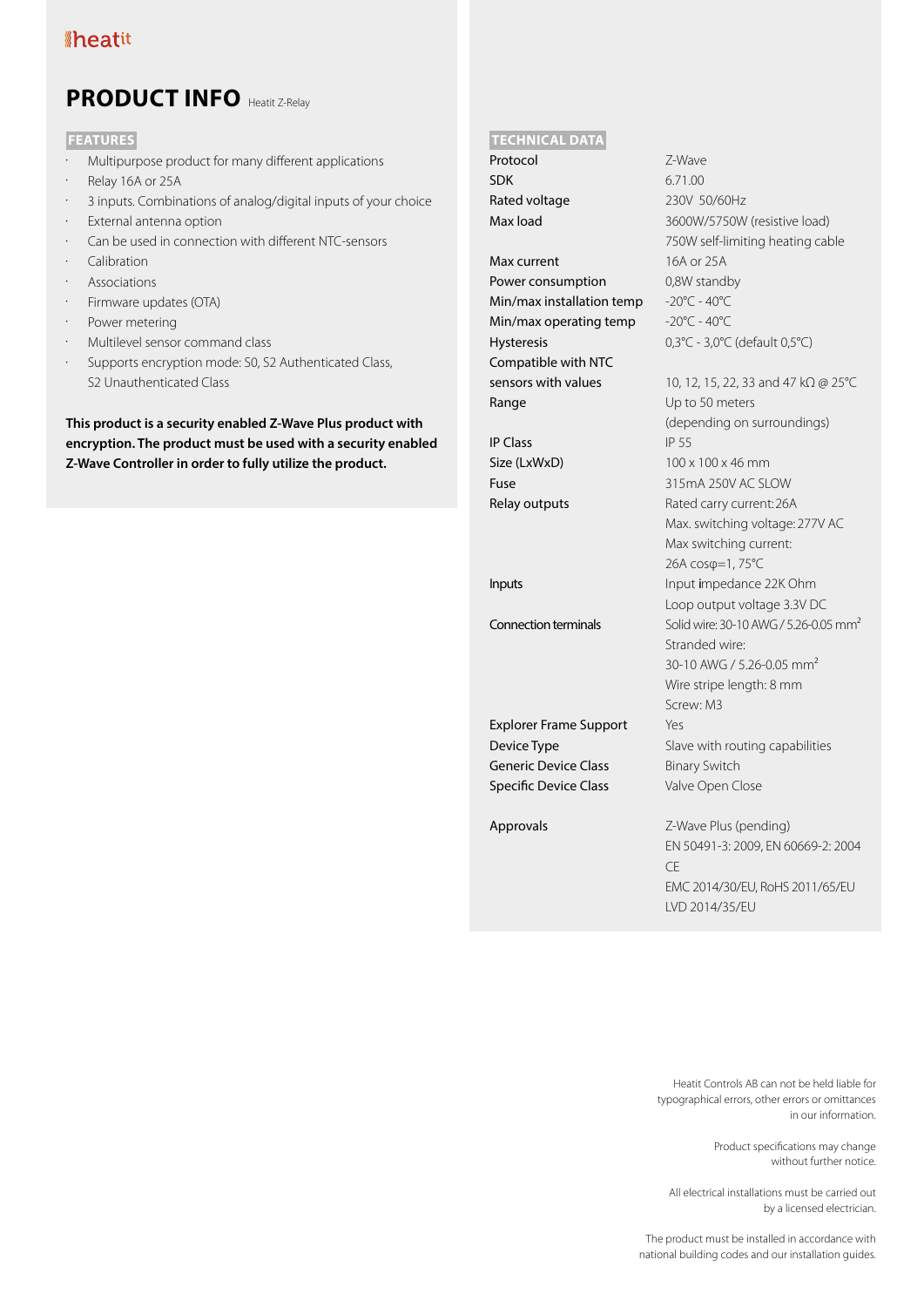heatit

# PRODUCT INFO Heatit Z-Relay

## FEATURES

- Multipurpose product for many different applications
- Relay 16A or 25A
- 3 inputs. Combinations of analog/digital inputs of your choice
- External antenna option
- Can be used in connection with different NTC-sensors
- Calibration
- Associations
- Firmware updates (OTA)
- Power metering
- Multilevel sensor command class
- Supports encryption mode: S0, S2 Authenticated Class, S2 Unauthenticated Class

**This product is a security enabled Z-Wave Plus product with encryption. The product must be used with a security enabled Z-Wave Controller in order to fully utilize the product.**

## TECHNICAL DATA

| | |
|---|---|
| Protocol | Z-Wave |
| SDK | 6.71.00 |
| Rated voltage | 230V 50/60Hz |
| Max load | 3600W/5750W (resistive load)<br>750W self-limiting heating cable |
| Max current | 16A or 25A |
| Power consumption | 0,8W standby |
| Min/max installation temp | -20°C - 40°C |
| Min/max operating temp | -20°C - 40°C |
| Hysteresis | 0,3°C - 3,0°C (default 0,5°C) |
| Compatible with NTC sensors with values | 10, 12, 15, 22, 33 and 47 kΩ @ 25°C |
| Range | Up to 50 meters<br>(depending on surroundings) |
| IP Class | IP 55 |
| Size (LxWxD) | 100 x 100 x 46 mm |
| Fuse | 315mA 250V AC SLOW |
| Relay outputs | Rated carry current: 26A<br>Max. switching voltage: 277V AC<br>Max switching current:<br>26A cosφ=1, 75°C |
| Inputs | Input impedance 22K Ohm<br>Loop output voltage 3.3V DC |
| Connection terminals | Solid wire: 30-10 AWG / 5.26-0.05 mm²<br>Stranded wire:<br>30-10 AWG / 5.26-0.05 mm²<br>Wire stripe length: 8 mm<br>Screw: M3 |
| Explorer Frame Support | Yes |
| Device Type | Slave with routing capabilities |
| Generic Device Class | Binary Switch |
| Specific Device Class | Valve Open Close |
| Approvals | Z-Wave Plus (pending)<br>EN 50491-3: 2009, EN 60669-2: 2004<br>CE<br>EMC 2014/30/EU, RoHS 2011/65/EU<br>LVD 2014/35/EU |

Heatit Controls AB can not be held liable for typographical errors, other errors or omittances in our information.

Product specifications may change without further notice.

All electrical installations must be carried out by a licensed electrician.

The product must be installed in accordance with national building codes and our installation guides.